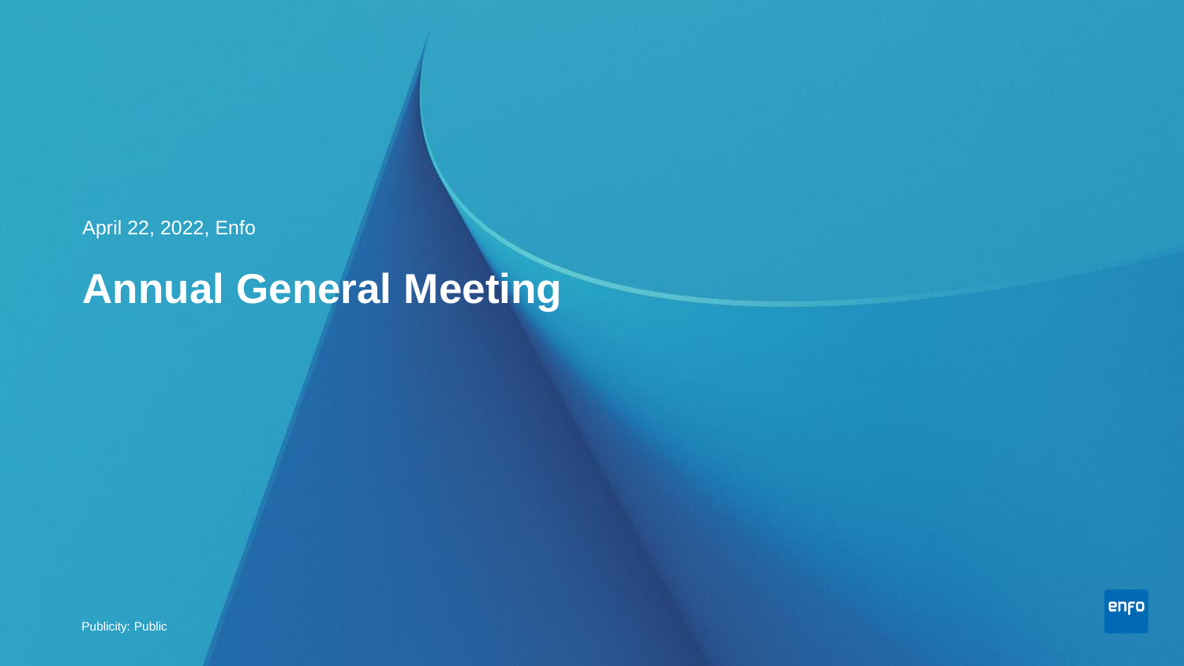April 22, 2022, Enfo

# Annual General Meeting

Publicity: Public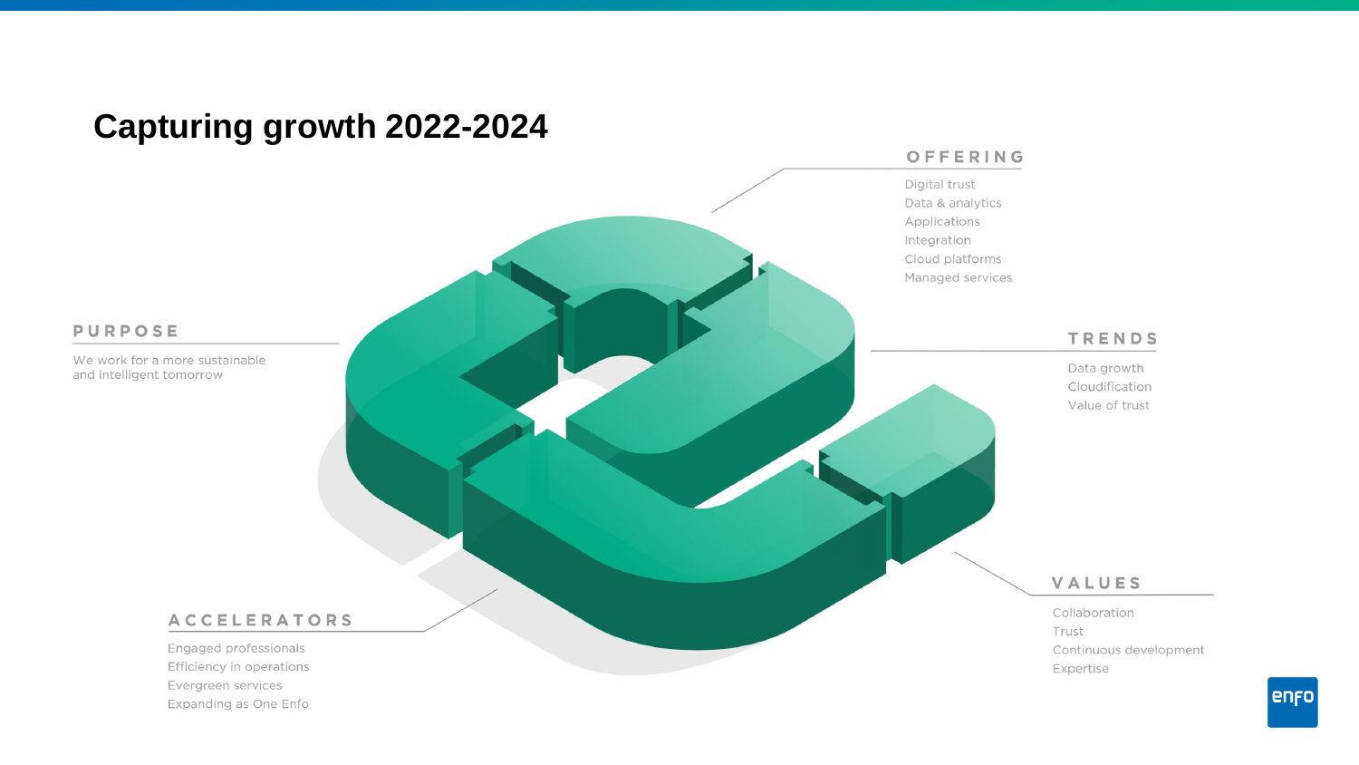# Capturing growth 2022-2024

OFFERING

Digital trust
Data & analytics
Applications
Integration
Cloud platforms
Managed services

PURPOSE

We work for a more sustainable and intelligent tomorrow

TRENDS

Data growth
Cloudification
Value of trust

VALUES

Collaboration
Trust
Continuous development
Expertise

ACCELERATORS

Engaged professionals
Efficiency in operations
Evergreen services
Expanding as One Enfo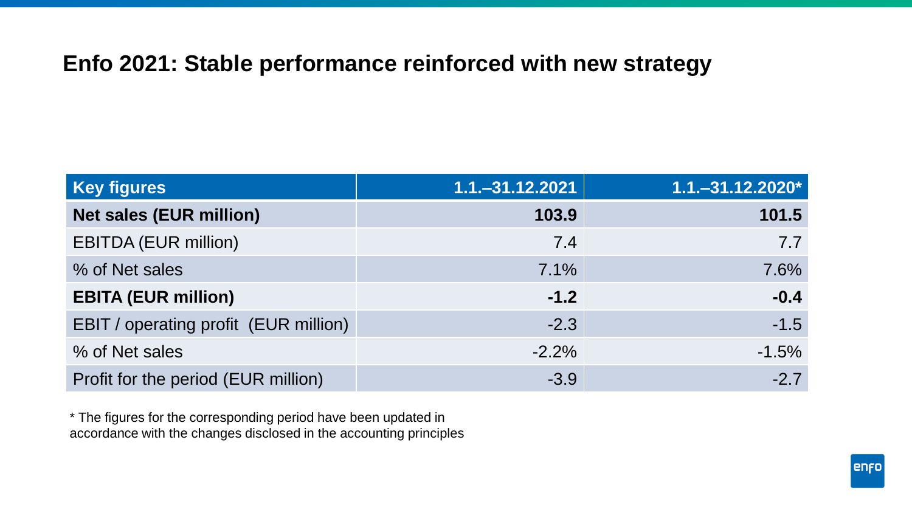# Enfo 2021: Stable performance reinforced with new strategy

| Key figures | 1.1.–31.12.2021 | 1.1.–31.12.2020* |
|---|---|---|
| **Net sales (EUR million)** | **103.9** | **101.5** |
| EBITDA (EUR million) | 7.4 | 7.7 |
| % of Net sales | 7.1% | 7.6% |
| **EBITA (EUR million)** | **-1.2** | **-0.4** |
| EBIT / operating profit (EUR million) | -2.3 | -1.5 |
| % of Net sales | -2.2% | -1.5% |
| Profit for the period (EUR million) | -3.9 | -2.7 |

* The figures for the corresponding period have been updated in accordance with the changes disclosed in the accounting principles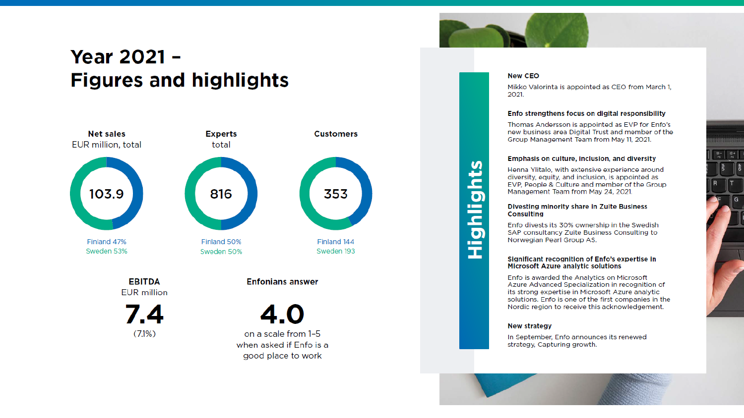# Year 2021 – Figures and highlights

**Net sales**
EUR million, total

103.9

Finland 47%
Sweden 53%

**Experts**
total

816

Finland 50%
Sweden 50%

**Customers**

353

Finland 144
Sweden 193

**EBITDA**
EUR million

**7.4**
(7.1%)

**Enfonians answer**

**4.0**
on a scale from 1–5 when asked if Enfo is a good place to work

## Highlights

**New CEO**

Mikko Valorinta is appointed as CEO from March 1, 2021.

**Enfo strengthens focus on digital responsibility**

Thomas Andersson is appointed as EVP for Enfo's new business area Digital Trust and member of the Group Management Team from May 11, 2021.

**Emphasis on culture, inclusion, and diversity**

Henna Ylitalo, with extensive experience around diversity, equity, and inclusion, is appointed as EVP, People & Culture and member of the Group Management Team from May 24, 2021.

**Divesting minority share in Zuite Business Consulting**

Enfo divests its 30% ownership in the Swedish SAP consultancy Zuite Business Consulting to Norwegian Pearl Group AS.

**Significant recognition of Enfo's expertise in Microsoft Azure analytic solutions**

Enfo is awarded the Analytics on Microsoft Azure Advanced Specialization in recognition of its strong expertise in Microsoft Azure analytic solutions. Enfo is one of the first companies in the Nordic region to receive this acknowledgement.

**New strategy**

In September, Enfo announces its renewed strategy, Capturing growth.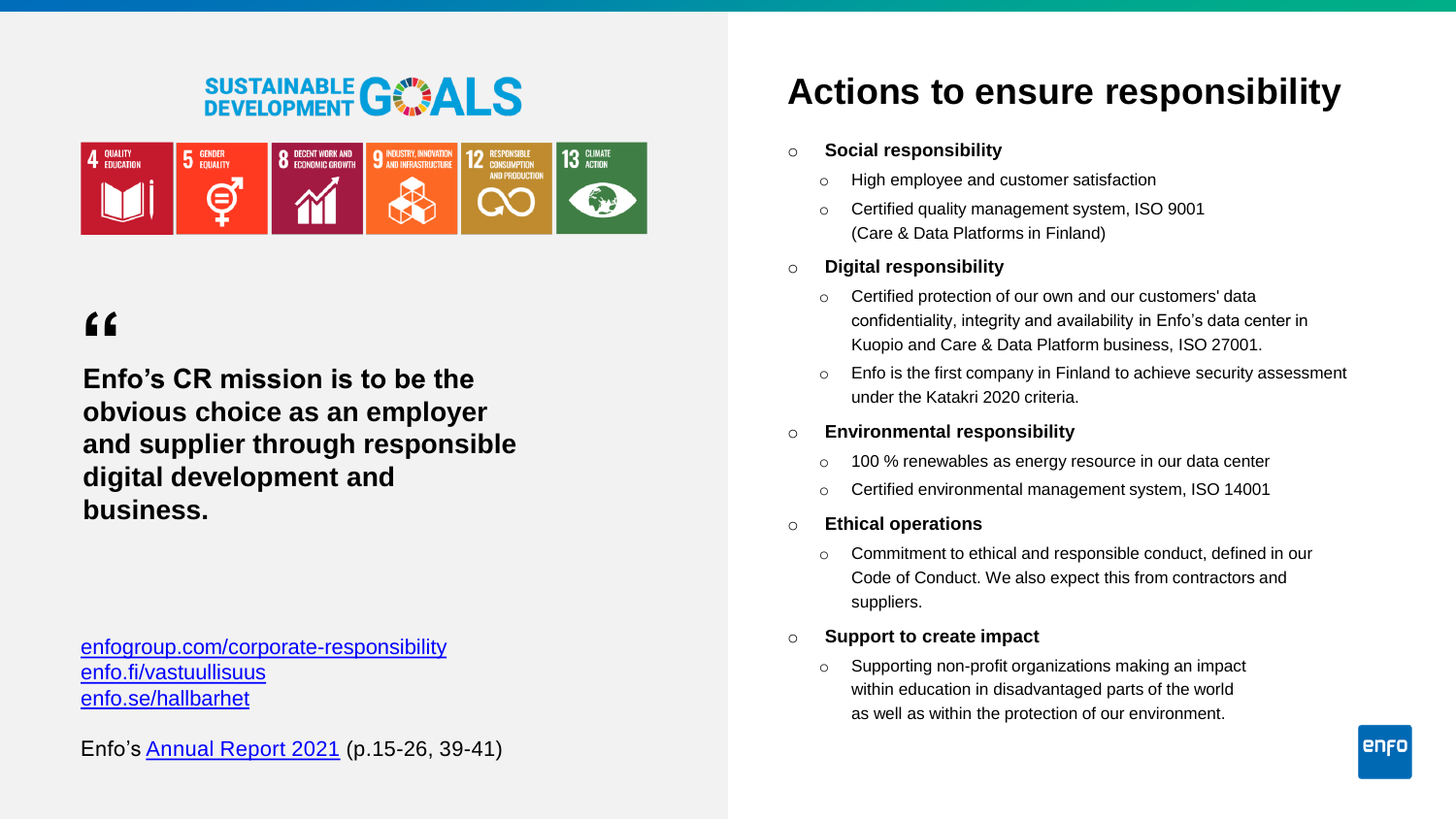SUSTAINABLE DEVELOPMENT GOALS

4 QUALITY EDUCATION
5 GENDER EQUALITY
8 DECENT WORK AND ECONOMIC GROWTH
9 INDUSTRY, INNOVATION AND INFRASTRUCTURE
12 RESPONSIBLE CONSUMPTION AND PRODUCTION
13 CLIMATE ACTION

> **Enfo’s CR mission is to be the obvious choice as an employer and supplier through responsible digital development and business.**

[enfogroup.com/corporate-responsibility](enfogroup.com/corporate-responsibility)
[enfo.fi/vastuullisuus](enfo.fi/vastuullisuus)
[enfo.se/hallbarhet](enfo.se/hallbarhet)

Enfo’s [Annual Report 2021](#) (p.15-26, 39-41)

# Actions to ensure responsibility

- **Social responsibility**
  - High employee and customer satisfaction
  - Certified quality management system, ISO 9001 (Care & Data Platforms in Finland)
- **Digital responsibility**
  - Certified protection of our own and our customers' data confidentiality, integrity and availability in Enfo’s data center in Kuopio and Care & Data Platform business, ISO 27001.
  - Enfo is the first company in Finland to achieve security assessment under the Katakri 2020 criteria.
- **Environmental responsibility**
  - 100 % renewables as energy resource in our data center
  - Certified environmental management system, ISO 14001
- **Ethical operations**
  - Commitment to ethical and responsible conduct, defined in our Code of Conduct. We also expect this from contractors and suppliers.
- **Support to create impact**
  - Supporting non-profit organizations making an impact within education in disadvantaged parts of the world as well as within the protection of our environment.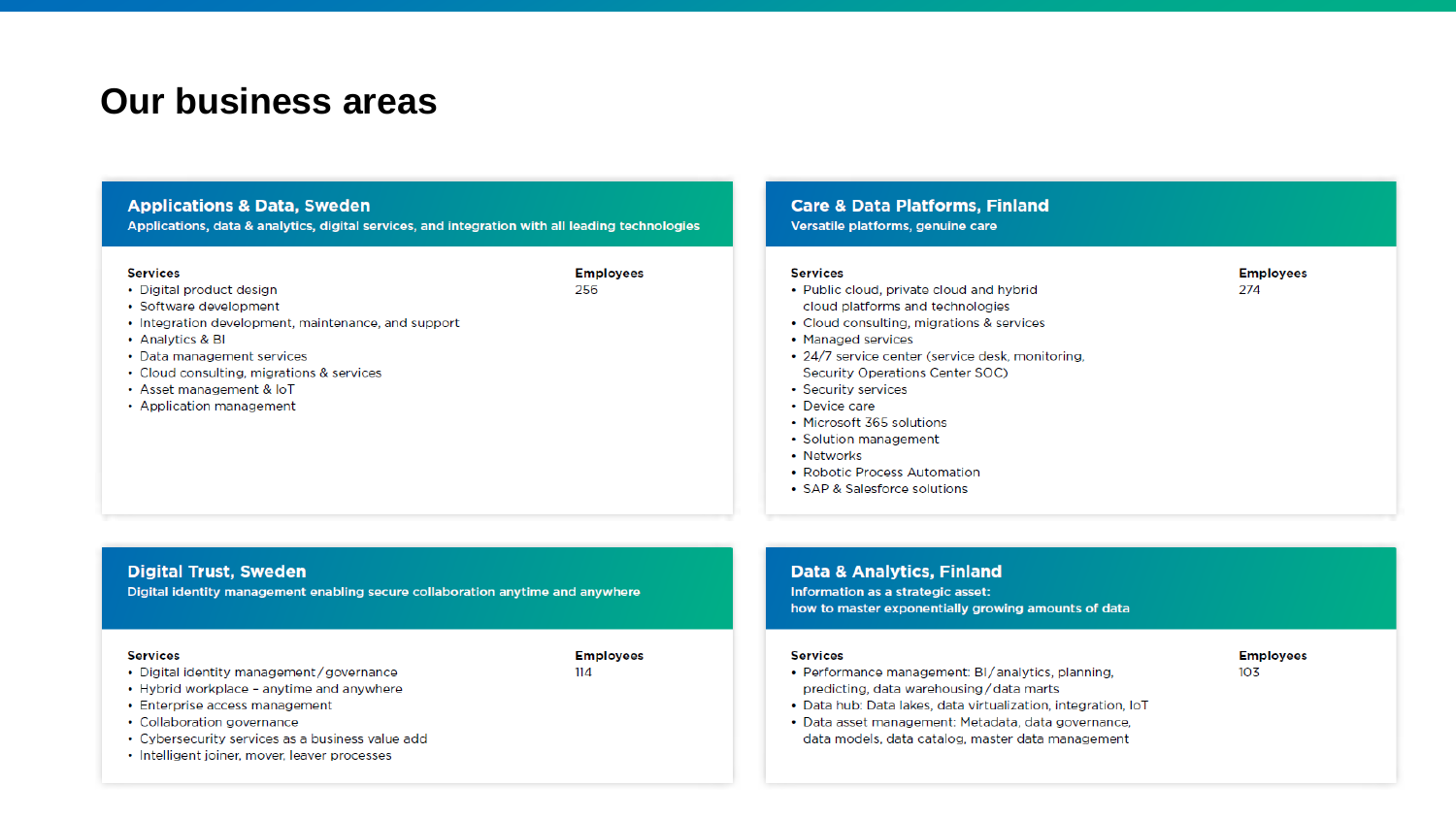# Our business areas

## Applications & Data, Sweden

**Applications, data & analytics, digital services, and integration with all leading technologies**

**Services**

- Digital product design
- Software development
- Integration development, maintenance, and support
- Analytics & BI
- Data management services
- Cloud consulting, migrations & services
- Asset management & IoT
- Application management

**Employees**

256

## Care & Data Platforms, Finland

**Versatile platforms, genuine care**

**Services**

- Public cloud, private cloud and hybrid cloud platforms and technologies
- Cloud consulting, migrations & services
- Managed services
- 24/7 service center (service desk, monitoring, Security Operations Center SOC)
- Security services
- Device care
- Microsoft 365 solutions
- Solution management
- Networks
- Robotic Process Automation
- SAP & Salesforce solutions

**Employees**

274

## Digital Trust, Sweden

**Digital identity management enabling secure collaboration anytime and anywhere**

**Services**

- Digital identity management/governance
- Hybrid workplace – anytime and anywhere
- Enterprise access management
- Collaboration governance
- Cybersecurity services as a business value add
- Intelligent joiner, mover, leaver processes

**Employees**

114

## Data & Analytics, Finland

**Information as a strategic asset: how to master exponentially growing amounts of data**

**Services**

- Performance management: BI/analytics, planning, predicting, data warehousing/data marts
- Data hub: Data lakes, data virtualization, integration, IoT
- Data asset management: Metadata, data governance, data models, data catalog, master data management

**Employees**

103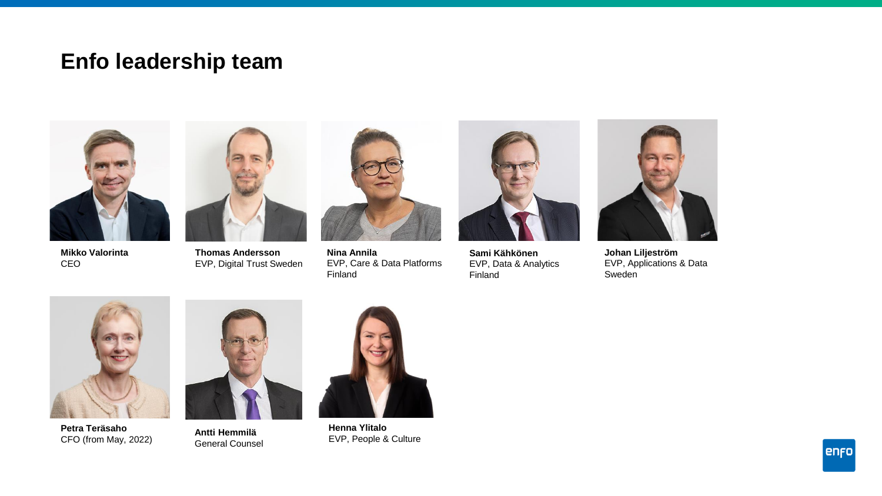# Enfo leadership team

**Mikko Valorinta**
CEO

**Thomas Andersson**
EVP, Digital Trust Sweden

**Nina Annila**
EVP, Care & Data Platforms Finland

**Sami Kähkönen**
EVP, Data & Analytics Finland

**Johan Liljeström**
EVP, Applications & Data Sweden

**Petra Teräsaho**
CFO (from May, 2022)

**Antti Hemmilä**
General Counsel

**Henna Ylitalo**
EVP, People & Culture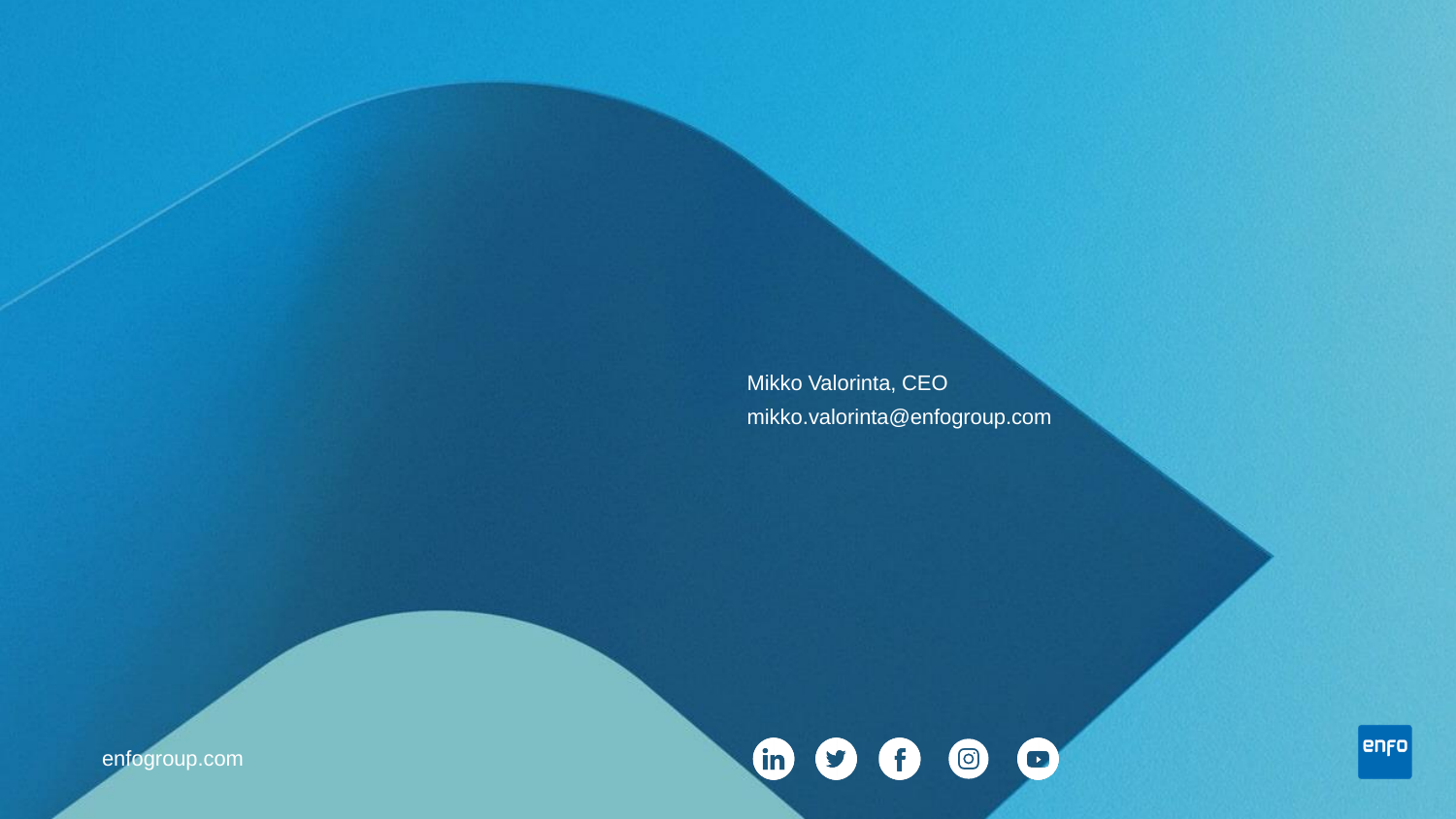Mikko Valorinta, CEO
mikko.valorinta@enfogroup.com

enfogroup.com